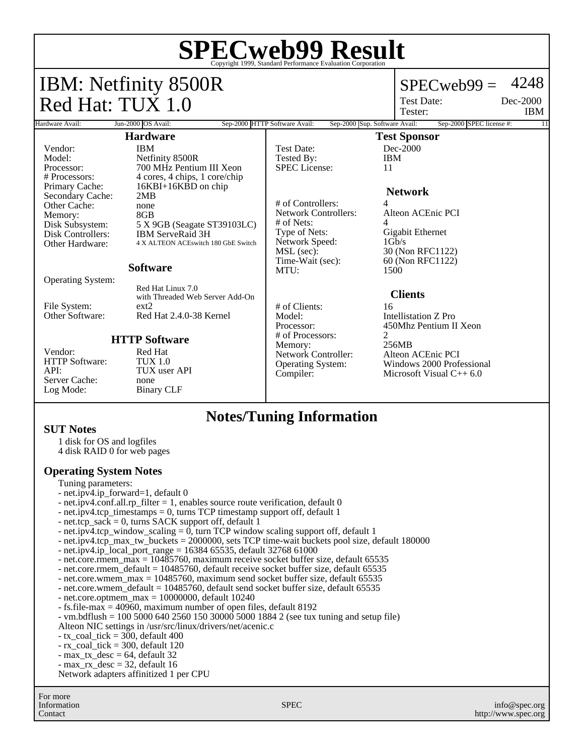# SPECweb99 Result

Copyright 1999, Standard Performance Evaluation Corporation

## IBM: Netfinity 8500R
## Red Hat: TUX 1.0

SPECweb99 = 4248

Test Date: Dec-2000
Tester: IBM

| Hardware Avail: | Jun-2000 | OS Avail: | Sep-2000 | HTTP Software Avail: | Sep-2000 | Sup. Software Avail: | Sep-2000 | SPEC license #: | 11 |
|---|---|---|---|---|---|---|---|---|---|

### Hardware

| | |
|---|---|
| Vendor: | IBM |
| Model: | Netfinity 8500R |
| Processor: | 700 MHz Pentium III Xeon |
| # Processors: | 4 cores, 4 chips, 1 core/chip |
| Primary Cache: | 16KBI+16KBD on chip |
| Secondary Cache: | 2MB |
| Other Cache: | none |
| Memory: | 8GB |
| Disk Subsystem: | 5 X 9GB (Seagate ST39103LC) |
| Disk Controllers: | IBM ServeRaid 3H |
| Other Hardware: | 4 X ALTEON ACEswitch 180 GbE Switch |

### Software

| | |
|---|---|
| Operating System: | Red Hat Linux 7.0 with Threaded Web Server Add-On |
| File System: | ext2 |
| Other Software: | Red Hat 2.4.0-38 Kernel |

### HTTP Software

| | |
|---|---|
| Vendor: | Red Hat |
| HTTP Software: | TUX 1.0 |
| API: | TUX user API |
| Server Cache: | none |
| Log Mode: | Binary CLF |

### Test Sponsor

| | |
|---|---|
| Test Date: | Dec-2000 |
| Tested By: | IBM |
| SPEC License: | 11 |

### Network

| | |
|---|---|
| # of Controllers: | 4 |
| Network Controllers: | Alteon ACEnic PCI |
| # of Nets: | 4 |
| Type of Nets: | Gigabit Ethernet |
| Network Speed: | 1Gb/s |
| MSL (sec): | 30 (Non RFC1122) |
| Time-Wait (sec): | 60 (Non RFC1122) |
| MTU: | 1500 |

### Clients

| | |
|---|---|
| # of Clients: | 16 |
| Model: | Intellistation Z Pro |
| Processor: | 450Mhz Pentium II Xeon |
| # of Processors: | 2 |
| Memory: | 256MB |
| Network Controller: | Alteon ACEnic PCI |
| Operating System: | Windows 2000 Professional |
| Compiler: | Microsoft Visual C++ 6.0 |

## Notes/Tuning Information

### SUT Notes

1 disk for OS and logfiles
4 disk RAID 0 for web pages

### Operating System Notes

Tuning parameters:
- net.ipv4.ip_forward=1, default 0
- net.ipv4.conf.all.rp_filter = 1, enables source route verification, default 0
- net.ipv4.tcp_timestamps = 0, turns TCP timestamp support off, default 1
- net.tcp_sack = 0, turns SACK support off, default 1
- net.ipv4.tcp_window_scaling = 0, turn TCP window scaling support off, default 1
- net.ipv4.tcp_max_tw_buckets = 2000000, sets TCP time-wait buckets pool size, default 180000
- net.ipv4.ip_local_port_range = 16384 65535, default 32768 61000
- net.core.rmem_max = 10485760, maximum receive socket buffer size, default 65535
- net.core.rmem_default = 10485760, default receive socket buffer size, default 65535
- net.core.wmem_max = 10485760, maximum send socket buffer size, default 65535
- net.core.wmem_default = 10485760, default send socket buffer size, default 65535
- net.core.optmem_max = 10000000, default 10240
- fs.file-max = 40960, maximum number of open files, default 8192
- vm.bdflush = 100 5000 640 2560 150 30000 5000 1884 2 (see tux tuning and setup file)

Alteon NIC settings in /usr/src/linux/drivers/net/acenic.c
- tx_coal_tick = 300, default 400
- rx_coal_tick = 300, default 120
- max_tx_desc = 64, default 32
- max_rx_desc = 32, default 16

Network adapters affinitized 1 per CPU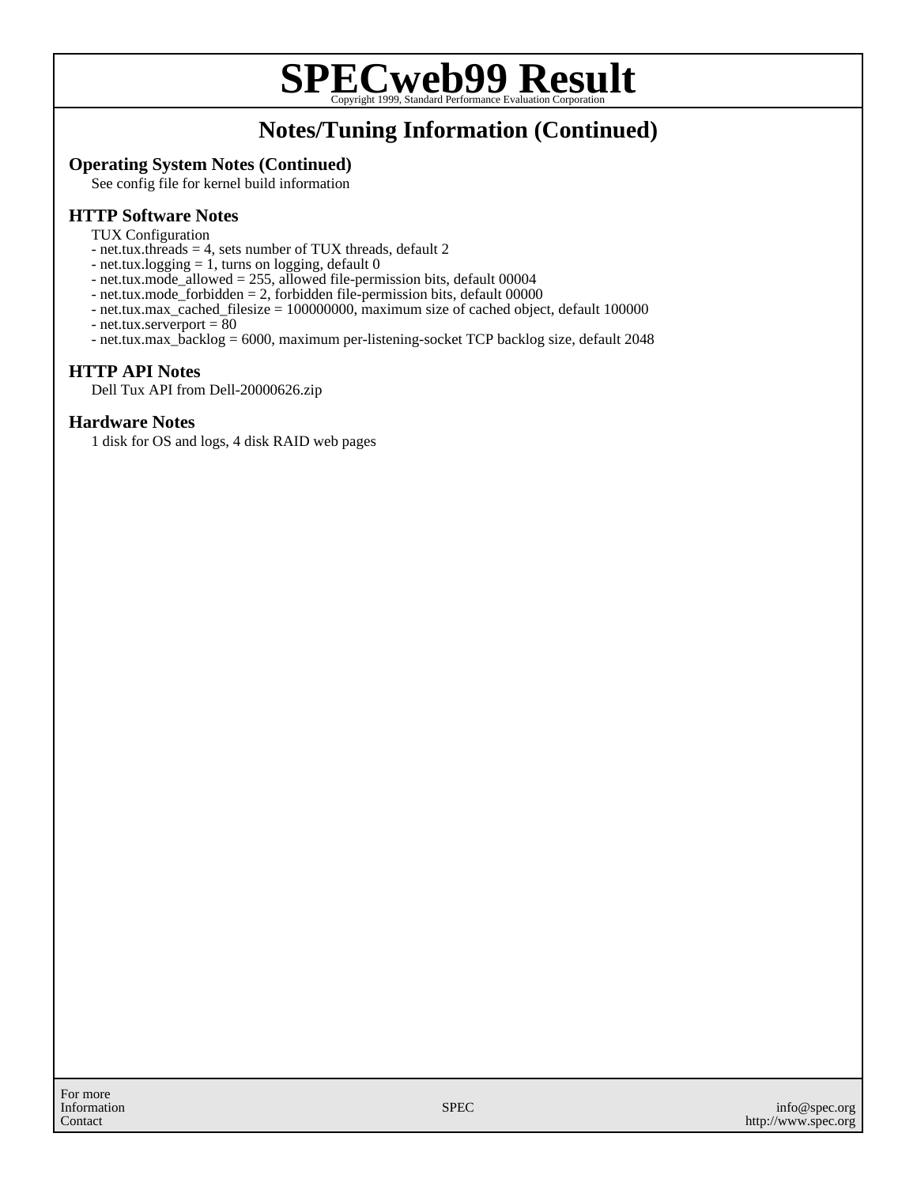# SPECweb99 Result

## Notes/Tuning Information (Continued)

### Operating System Notes (Continued)

See config file for kernel build information

### HTTP Software Notes

TUX Configuration

- net.tux.threads = 4, sets number of TUX threads, default 2
- net.tux.logging = 1, turns on logging, default 0
- net.tux.mode_allowed = 255, allowed file-permission bits, default 00004
- net.tux.mode_forbidden = 2, forbidden file-permission bits, default 00000
- net.tux.max_cached_filesize = 100000000, maximum size of cached object, default 100000
- net.tux.serverport = 80
- net.tux.max_backlog = 6000, maximum per-listening-socket TCP backlog size, default 2048

### HTTP API Notes

Dell Tux API from Dell-20000626.zip

### Hardware Notes

1 disk for OS and logs, 4 disk RAID web pages